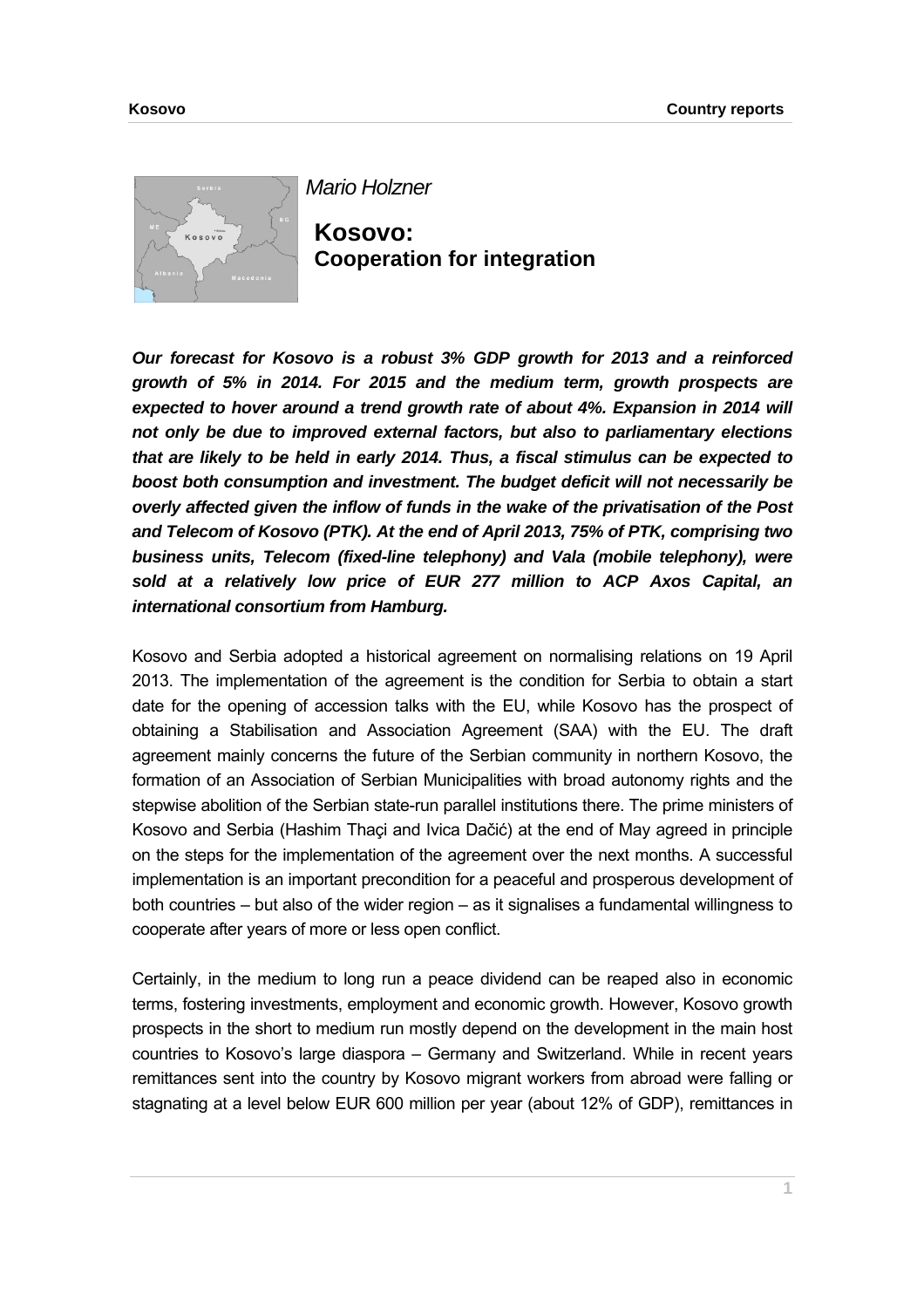*Mario Holzner*

# Kosovo: Cooperation for integration

***Our forecast for Kosovo is a robust 3% GDP growth for 2013 and a reinforced growth of 5% in 2014. For 2015 and the medium term, growth prospects are expected to hover around a trend growth rate of about 4%. Expansion in 2014 will not only be due to improved external factors, but also to parliamentary elections that are likely to be held in early 2014. Thus, a fiscal stimulus can be expected to boost both consumption and investment. The budget deficit will not necessarily be overly affected given the inflow of funds in the wake of the privatisation of the Post and Telecom of Kosovo (PTK). At the end of April 2013, 75% of PTK, comprising two business units, Telecom (fixed-line telephony) and Vala (mobile telephony), were sold at a relatively low price of EUR 277 million to ACP Axos Capital, an international consortium from Hamburg.***

Kosovo and Serbia adopted a historical agreement on normalising relations on 19 April 2013. The implementation of the agreement is the condition for Serbia to obtain a start date for the opening of accession talks with the EU, while Kosovo has the prospect of obtaining a Stabilisation and Association Agreement (SAA) with the EU. The draft agreement mainly concerns the future of the Serbian community in northern Kosovo, the formation of an Association of Serbian Municipalities with broad autonomy rights and the stepwise abolition of the Serbian state-run parallel institutions there. The prime ministers of Kosovo and Serbia (Hashim Thaçi and Ivica Dačić) at the end of May agreed in principle on the steps for the implementation of the agreement over the next months. A successful implementation is an important precondition for a peaceful and prosperous development of both countries – but also of the wider region – as it signalises a fundamental willingness to cooperate after years of more or less open conflict.

Certainly, in the medium to long run a peace dividend can be reaped also in economic terms, fostering investments, employment and economic growth. However, Kosovo growth prospects in the short to medium run mostly depend on the development in the main host countries to Kosovo's large diaspora – Germany and Switzerland. While in recent years remittances sent into the country by Kosovo migrant workers from abroad were falling or stagnating at a level below EUR 600 million per year (about 12% of GDP), remittances in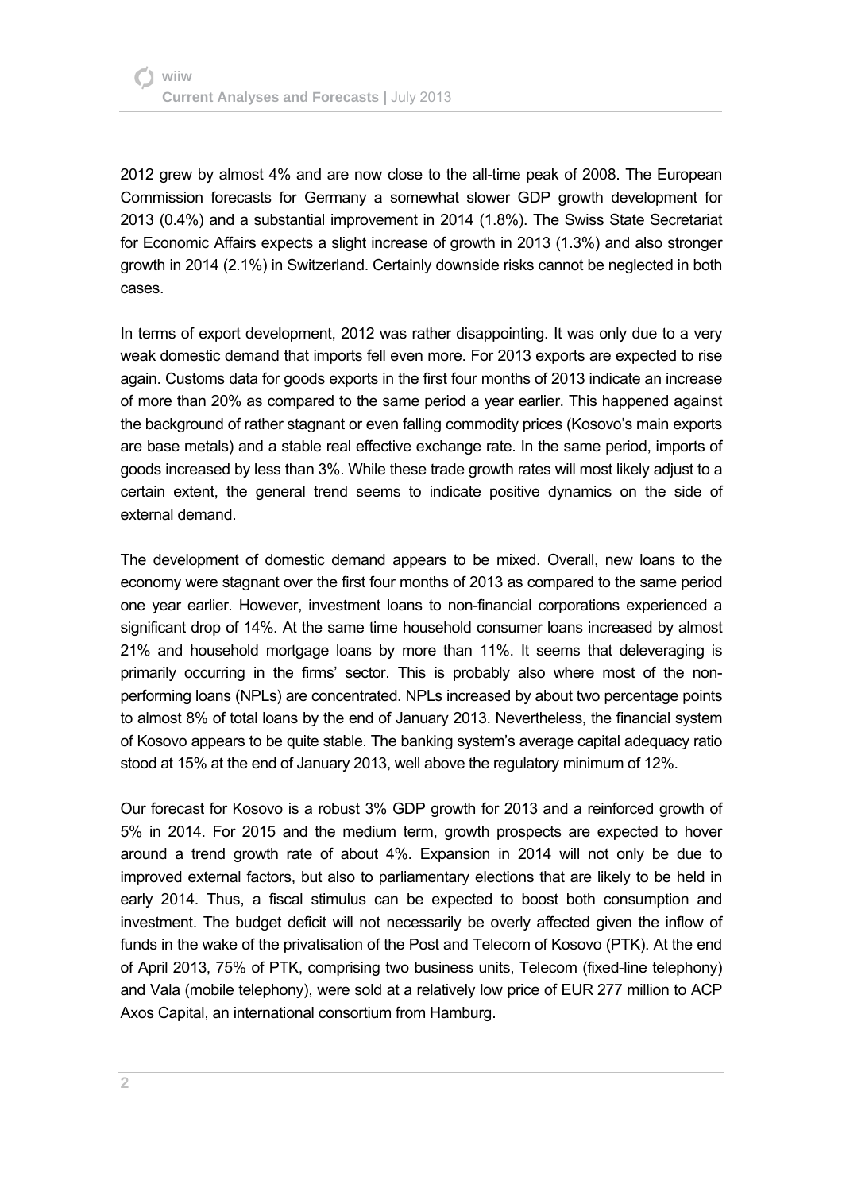2012 grew by almost 4% and are now close to the all-time peak of 2008. The European Commission forecasts for Germany a somewhat slower GDP growth development for 2013 (0.4%) and a substantial improvement in 2014 (1.8%). The Swiss State Secretariat for Economic Affairs expects a slight increase of growth in 2013 (1.3%) and also stronger growth in 2014 (2.1%) in Switzerland. Certainly downside risks cannot be neglected in both cases.

In terms of export development, 2012 was rather disappointing. It was only due to a very weak domestic demand that imports fell even more. For 2013 exports are expected to rise again. Customs data for goods exports in the first four months of 2013 indicate an increase of more than 20% as compared to the same period a year earlier. This happened against the background of rather stagnant or even falling commodity prices (Kosovo's main exports are base metals) and a stable real effective exchange rate. In the same period, imports of goods increased by less than 3%. While these trade growth rates will most likely adjust to a certain extent, the general trend seems to indicate positive dynamics on the side of external demand.

The development of domestic demand appears to be mixed. Overall, new loans to the economy were stagnant over the first four months of 2013 as compared to the same period one year earlier. However, investment loans to non-financial corporations experienced a significant drop of 14%. At the same time household consumer loans increased by almost 21% and household mortgage loans by more than 11%. It seems that deleveraging is primarily occurring in the firms' sector. This is probably also where most of the non-performing loans (NPLs) are concentrated. NPLs increased by about two percentage points to almost 8% of total loans by the end of January 2013. Nevertheless, the financial system of Kosovo appears to be quite stable. The banking system's average capital adequacy ratio stood at 15% at the end of January 2013, well above the regulatory minimum of 12%.

Our forecast for Kosovo is a robust 3% GDP growth for 2013 and a reinforced growth of 5% in 2014. For 2015 and the medium term, growth prospects are expected to hover around a trend growth rate of about 4%. Expansion in 2014 will not only be due to improved external factors, but also to parliamentary elections that are likely to be held in early 2014. Thus, a fiscal stimulus can be expected to boost both consumption and investment. The budget deficit will not necessarily be overly affected given the inflow of funds in the wake of the privatisation of the Post and Telecom of Kosovo (PTK). At the end of April 2013, 75% of PTK, comprising two business units, Telecom (fixed-line telephony) and Vala (mobile telephony), were sold at a relatively low price of EUR 277 million to ACP Axos Capital, an international consortium from Hamburg.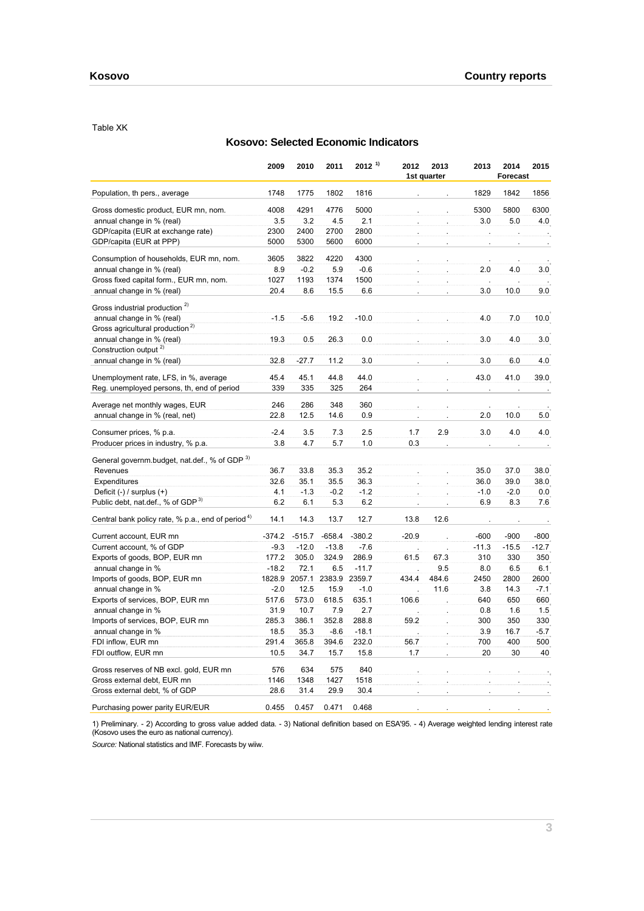Table XK

## Kosovo: Selected Economic Indicators

| | 2009 | 2010 | 2011 | 2012 [1)] | 2012 | 2013 | 2013 | 2014 | 2015 |
|---|---|---|---|---|---|---|---|---|---|
| | | | | | 1st quarter | | | Forecast | |
| Population, th pers., average | 1748 | 1775 | 1802 | 1816 | . | . | 1829 | 1842 | 1856 |
| Gross domestic product, EUR mn, nom. | 4008 | 4291 | 4776 | 5000 | . | . | 5300 | 5800 | 6300 |
| annual change in % (real) | 3.5 | 3.2 | 4.5 | 2.1 | . | . | 3.0 | 5.0 | 4.0 |
| GDP/capita (EUR at exchange rate) | 2300 | 2400 | 2700 | 2800 | . | . | . | . | . |
| GDP/capita (EUR at PPP) | 5000 | 5300 | 5600 | 6000 | . | . | . | . | . |
| Consumption of households, EUR mn, nom. | 3605 | 3822 | 4220 | 4300 | . | . | . | . | . |
| annual change in % (real) | 8.9 | -0.2 | 5.9 | -0.6 | . | . | 2.0 | 4.0 | 3.0 |
| Gross fixed capital form., EUR mn, nom. | 1027 | 1193 | 1374 | 1500 | . | . | . | . | . |
| annual change in % (real) | 20.4 | 8.6 | 15.5 | 6.6 | . | . | 3.0 | 10.0 | 9.0 |
| Gross industrial production [2)] | | | | | | | | | |
| annual change in % (real) | -1.5 | -5.6 | 19.2 | -10.0 | . | . | 4.0 | 7.0 | 10.0 |
| Gross agricultural production [2)] | | | | | | | | | |
| annual change in % (real) | 19.3 | 0.5 | 26.3 | 0.0 | . | . | 3.0 | 4.0 | 3.0 |
| Construction output [2)] | | | | | | | | | |
| annual change in % (real) | 32.8 | -27.7 | 11.2 | 3.0 | . | . | 3.0 | 6.0 | 4.0 |
| Unemployment rate, LFS, in %, average | 45.4 | 45.1 | 44.8 | 44.0 | . | . | 43.0 | 41.0 | 39.0 |
| Reg. unemployed persons, th, end of period | 339 | 335 | 325 | 264 | . | . | . | . | . |
| Average net monthly wages, EUR | 246 | 286 | 348 | 360 | . | . | . | . | . |
| annual change in % (real, net) | 22.8 | 12.5 | 14.6 | 0.9 | . | . | 2.0 | 10.0 | 5.0 |
| Consumer prices, % p.a. | -2.4 | 3.5 | 7.3 | 2.5 | 1.7 | 2.9 | 3.0 | 4.0 | 4.0 |
| Producer prices in industry, % p.a. | 3.8 | 4.7 | 5.7 | 1.0 | 0.3 | . | . | . | . |
| General governm.budget, nat.def., % of GDP [3)] | | | | | | | | | |
| Revenues | 36.7 | 33.8 | 35.3 | 35.2 | . | . | 35.0 | 37.0 | 38.0 |
| Expenditures | 32.6 | 35.1 | 35.5 | 36.3 | . | . | 36.0 | 39.0 | 38.0 |
| Deficit (-) / surplus (+) | 4.1 | -1.3 | -0.2 | -1.2 | . | . | -1.0 | -2.0 | 0.0 |
| Public debt, nat.def., % of GDP [3)] | 6.2 | 6.1 | 5.3 | 6.2 | . | . | 6.9 | 8.3 | 7.6 |
| Central bank policy rate, % p.a., end of period [4)] | 14.1 | 14.3 | 13.7 | 12.7 | 13.8 | 12.6 | . | . | . |
| Current account, EUR mn | -374.2 | -515.7 | -658.4 | -380.2 | -20.9 | . | -600 | -900 | -800 |
| Current account, % of GDP | -9.3 | -12.0 | -13.8 | -7.6 | . | . | -11.3 | -15.5 | -12.7 |
| Exports of goods, BOP, EUR mn | 177.2 | 305.0 | 324.9 | 286.9 | 61.5 | 67.3 | 310 | 330 | 350 |
| annual change in % | -18.2 | 72.1 | 6.5 | -11.7 | . | 9.5 | 8.0 | 6.5 | 6.1 |
| Imports of goods, BOP, EUR mn | 1828.9 | 2057.1 | 2383.9 | 2359.7 | 434.4 | 484.6 | 2450 | 2800 | 2600 |
| annual change in % | -2.0 | 12.5 | 15.9 | -1.0 | . | 11.6 | 3.8 | 14.3 | -7.1 |
| Exports of services, BOP, EUR mn | 517.6 | 573.0 | 618.5 | 635.1 | 106.6 | . | 640 | 650 | 660 |
| annual change in % | 31.9 | 10.7 | 7.9 | 2.7 | . | . | 0.8 | 1.6 | 1.5 |
| Imports of services, BOP, EUR mn | 285.3 | 386.1 | 352.8 | 288.8 | 59.2 | . | 300 | 350 | 330 |
| annual change in % | 18.5 | 35.3 | -8.6 | -18.1 | . | . | 3.9 | 16.7 | -5.7 |
| FDI inflow, EUR mn | 291.4 | 365.8 | 394.6 | 232.0 | 56.7 | . | 700 | 400 | 500 |
| FDI outflow, EUR mn | 10.5 | 34.7 | 15.7 | 15.8 | 1.7 | . | 20 | 30 | 40 |
| Gross reserves of NB excl. gold, EUR mn | 576 | 634 | 575 | 840 | . | . | . | . | . |
| Gross external debt, EUR mn | 1146 | 1348 | 1427 | 1518 | . | . | . | . | . |
| Gross external debt, % of GDP | 28.6 | 31.4 | 29.9 | 30.4 | . | . | . | . | . |
| Purchasing power parity EUR/EUR | 0.455 | 0.457 | 0.471 | 0.468 | . | . | . | . | . |

1) Preliminary. - 2) According to gross value added data. - 3) National definition based on ESA'95. - 4) Average weighted lending interest rate (Kosovo uses the euro as national currency).

*Source:* National statistics and IMF. Forecasts by wiiw.